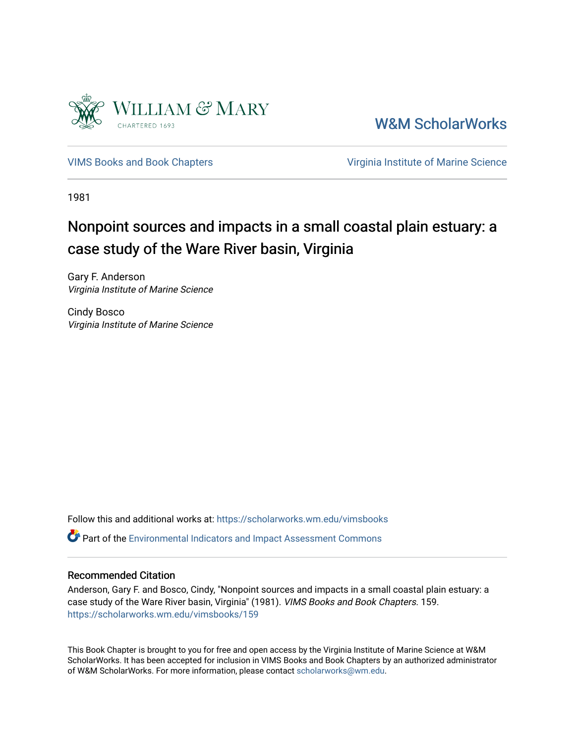William & Mary
CHARTERED 1693

W&M ScholarWorks

VIMS Books and Book Chapters

Virginia Institute of Marine Science

1981

# Nonpoint sources and impacts in a small coastal plain estuary: a case study of the Ware River basin, Virginia

Gary F. Anderson
*Virginia Institute of Marine Science*

Cindy Bosco
*Virginia Institute of Marine Science*

Follow this and additional works at: https://scholarworks.wm.edu/vimsbooks

Part of the Environmental Indicators and Impact Assessment Commons

### Recommended Citation

Anderson, Gary F. and Bosco, Cindy, "Nonpoint sources and impacts in a small coastal plain estuary: a case study of the Ware River basin, Virginia" (1981). *VIMS Books and Book Chapters*. 159.
https://scholarworks.wm.edu/vimsbooks/159

This Book Chapter is brought to you for free and open access by the Virginia Institute of Marine Science at W&M ScholarWorks. It has been accepted for inclusion in VIMS Books and Book Chapters by an authorized administrator of W&M ScholarWorks. For more information, please contact scholarworks@wm.edu.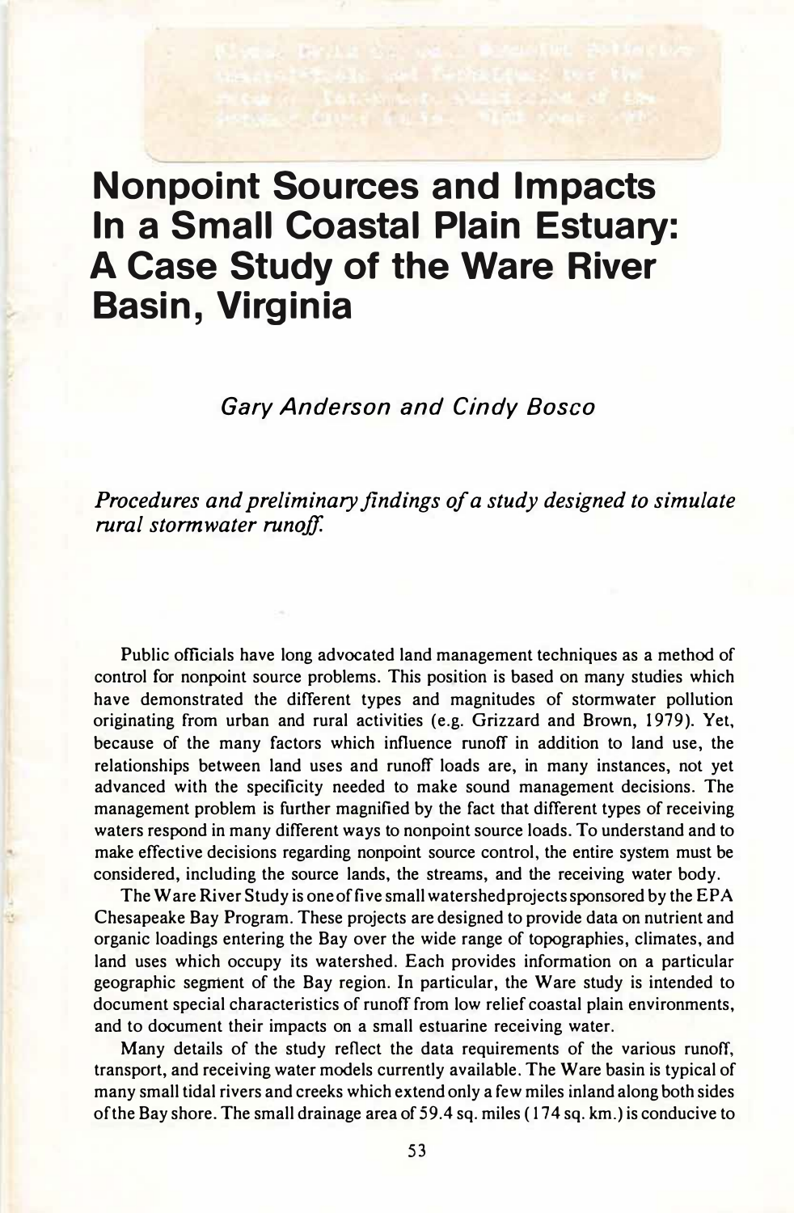# Nonpoint Sources and Impacts In a Small Coastal Plain Estuary: A Case Study of the Ware River Basin, Virginia

*Gary Anderson and Cindy Bosco*

*Procedures and preliminary findings of a study designed to simulate rural stormwater runoff.*

Public officials have long advocated land management techniques as a method of control for nonpoint source problems. This position is based on many studies which have demonstrated the different types and magnitudes of stormwater pollution originating from urban and rural activities (e.g. Grizzard and Brown, 1979). Yet, because of the many factors which influence runoff in addition to land use, the relationships between land uses and runoff loads are, in many instances, not yet advanced with the specificity needed to make sound management decisions. The management problem is further magnified by the fact that different types of receiving waters respond in many different ways to nonpoint source loads. To understand and to make effective decisions regarding nonpoint source control, the entire system must be considered, including the source lands, the streams, and the receiving water body.

The Ware River Study is one of five small watershed projects sponsored by the EPA Chesapeake Bay Program. These projects are designed to provide data on nutrient and organic loadings entering the Bay over the wide range of topographies, climates, and land uses which occupy its watershed. Each provides information on a particular geographic segment of the Bay region. In particular, the Ware study is intended to document special characteristics of runoff from low relief coastal plain environments, and to document their impacts on a small estuarine receiving water.

Many details of the study reflect the data requirements of the various runoff, transport, and receiving water models currently available. The Ware basin is typical of many small tidal rivers and creeks which extend only a few miles inland along both sides of the Bay shore. The small drainage area of 59.4 sq. miles (174 sq. km.) is conducive to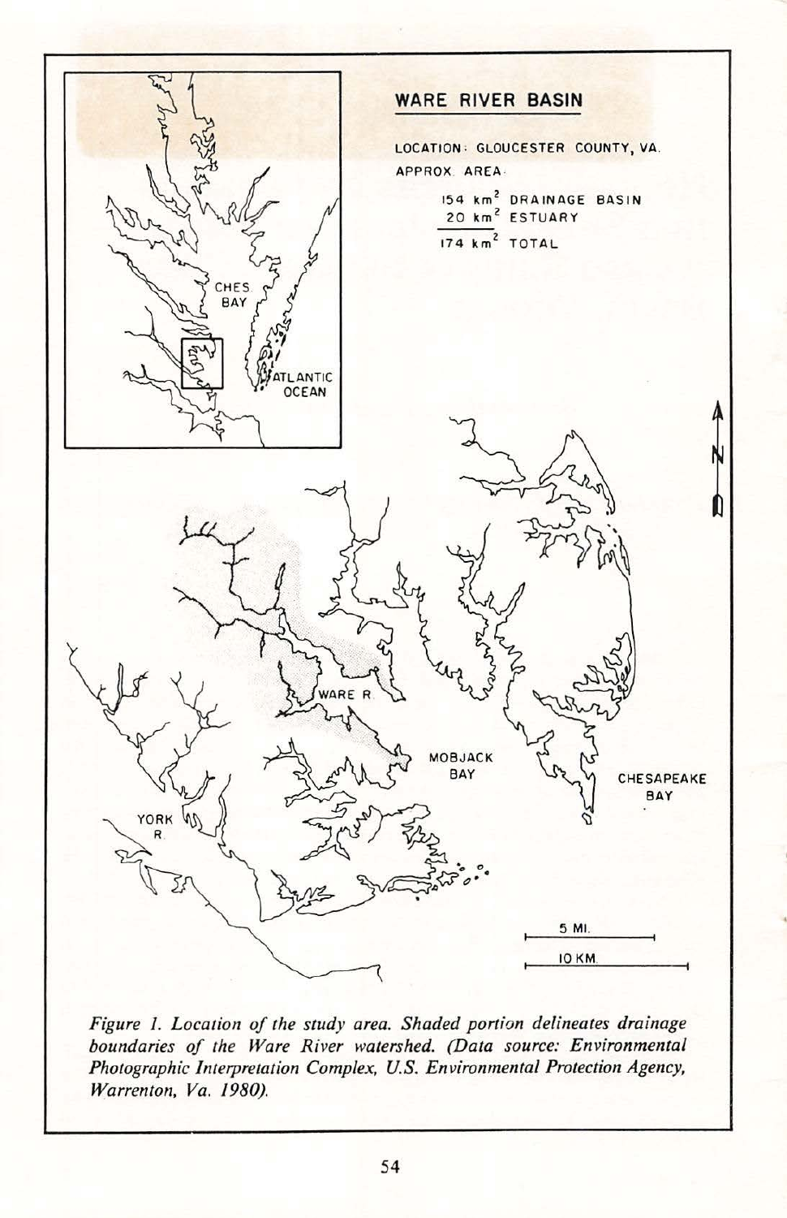## WARE RIVER BASIN

LOCATION: GLOUCESTER COUNTY, VA.

APPROX. AREA:

| | |
|---|---|
| 154 $km^2$ | DRAINAGE BASIN |
| 20 $km^2$ | ESTUARY |
| 174 $km^2$ | TOTAL |

*Figure 1. Location of the study area. Shaded portion delineates drainage boundaries of the Ware River watershed. (Data source: Environmental Photographic Interpretation Complex, U.S. Environmental Protection Agency, Warrenton, Va. 1980).*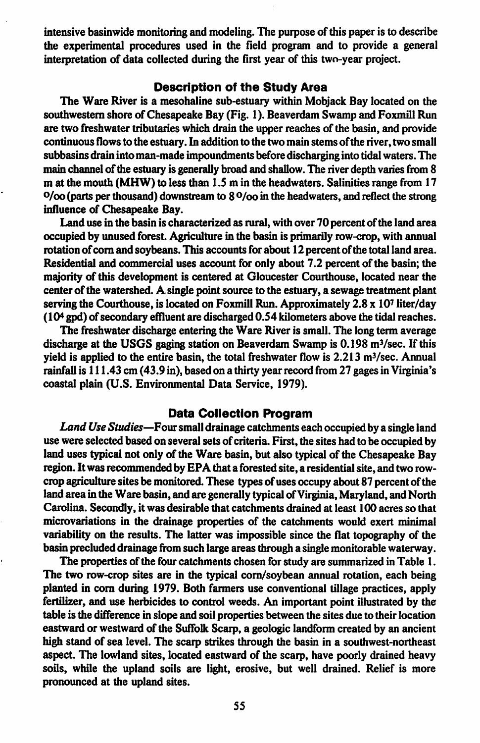intensive basinwide monitoring and modeling. The purpose of this paper is to describe the experimental procedures used in the field program and to provide a general interpretation of data collected during the first year of this two-year project.

## Description of the Study Area

The Ware River is a mesohaline sub-estuary within Mobjack Bay located on the southwestern shore of Chesapeake Bay (Fig. 1). Beaverdam Swamp and Foxmill Run are two freshwater tributaries which drain the upper reaches of the basin, and provide continuous flows to the estuary. In addition to the two main stems of the river, two small subbasins drain into man-made impoundments before discharging into tidal waters. The main channel of the estuary is generally broad and shallow. The river depth varies from 8 m at the mouth (MHW) to less than 1.5 m in the headwaters. Salinities range from 17 ‰ (parts per thousand) downstream to 8 ‰ in the headwaters, and reflect the strong influence of Chesapeake Bay.

Land use in the basin is characterized as rural, with over 70 percent of the land area occupied by unused forest. Agriculture in the basin is primarily row-crop, with annual rotation of corn and soybeans. This accounts for about 12 percent of the total land area. Residential and commercial uses account for only about 7.2 percent of the basin; the majority of this development is centered at Gloucester Courthouse, located near the center of the watershed. A single point source to the estuary, a sewage treatment plant serving the Courthouse, is located on Foxmill Run. Approximately $2.8 \times 10^7$ liter/day ($10^4$ gpd) of secondary effluent are discharged 0.54 kilometers above the tidal reaches.

The freshwater discharge entering the Ware River is small. The long term average discharge at the USGS gaging station on Beaverdam Swamp is 0.198 $m^3$/sec. If this yield is applied to the entire basin, the total freshwater flow is 2.213 $m^3$/sec. Annual rainfall is 111.43 cm (43.9 in), based on a thirty year record from 27 gages in Virginia's coastal plain (U.S. Environmental Data Service, 1979).

## Data Collection Program

*Land Use Studies*—Four small drainage catchments each occupied by a single land use were selected based on several sets of criteria. First, the sites had to be occupied by land uses typical not only of the Ware basin, but also typical of the Chesapeake Bay region. It was recommended by EPA that a forested site, a residential site, and two row-crop agriculture sites be monitored. These types of uses occupy about 87 percent of the land area in the Ware basin, and are generally typical of Virginia, Maryland, and North Carolina. Secondly, it was desirable that catchments drained at least 100 acres so that microvariations in the drainage properties of the catchments would exert minimal variability on the results. The latter was impossible since the flat topography of the basin precluded drainage from such large areas through a single monitorable waterway.

The properties of the four catchments chosen for study are summarized in Table 1. The two row-crop sites are in the typical corn/soybean annual rotation, each being planted in corn during 1979. Both farmers use conventional tillage practices, apply fertilizer, and use herbicides to control weeds. An important point illustrated by the table is the difference in slope and soil properties between the sites due to their location eastward or westward of the Suffolk Scarp, a geologic landform created by an ancient high stand of sea level. The scarp strikes through the basin in a southwest-northeast aspect. The lowland sites, located eastward of the scarp, have poorly drained heavy soils, while the upland soils are light, erosive, but well drained. Relief is more pronounced at the upland sites.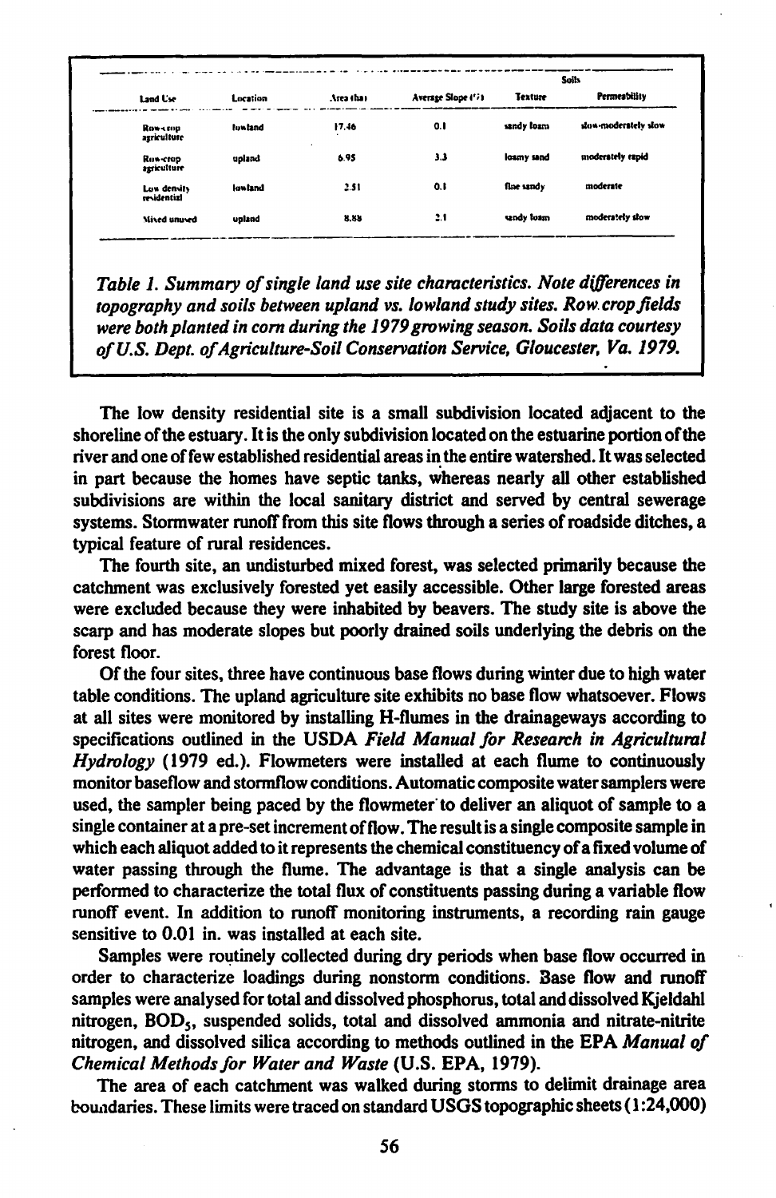| Land Use | Location | Area (ha) | Average Slope (%) | Soils | |
|---|---|---|---|---|---|
| | | | | Texture | Permeability |
| Row-crop agriculture | lowland | 17.46 | 0.1 | sandy loam | slow-moderately slow |
| Row-crop agriculture | upland | 6.95 | 3.3 | loamy sand | moderately rapid |
| Low density residential | lowland | 2.51 | 0.1 | fine sandy | moderate |
| Mixed unused | upland | 8.88 | 2.1 | sandy loam | moderately slow |

*Table 1. Summary of single land use site characteristics. Note differences in topography and soils between upland vs. lowland study sites. Row crop fields were both planted in corn during the 1979 growing season. Soils data courtesy of U.S. Dept. of Agriculture-Soil Conservation Service, Gloucester, Va. 1979.*

The low density residential site is a small subdivision located adjacent to the shoreline of the estuary. It is the only subdivision located on the estuarine portion of the river and one of few established residential areas in the entire watershed. It was selected in part because the homes have septic tanks, whereas nearly all other established subdivisions are within the local sanitary district and served by central sewerage systems. Stormwater runoff from this site flows through a series of roadside ditches, a typical feature of rural residences.

The fourth site, an undisturbed mixed forest, was selected primarily because the catchment was exclusively forested yet easily accessible. Other large forested areas were excluded because they were inhabited by beavers. The study site is above the scarp and has moderate slopes but poorly drained soils underlying the debris on the forest floor.

Of the four sites, three have continuous base flows during winter due to high water table conditions. The upland agriculture site exhibits no base flow whatsoever. Flows at all sites were monitored by installing H-flumes in the drainageways according to specifications outlined in the USDA *Field Manual for Research in Agricultural Hydrology* (1979 ed.). Flowmeters were installed at each flume to continuously monitor baseflow and stormflow conditions. Automatic composite water samplers were used, the sampler being paced by the flowmeter to deliver an aliquot of sample to a single container at a pre-set increment of flow. The result is a single composite sample in which each aliquot added to it represents the chemical constituency of a fixed volume of water passing through the flume. The advantage is that a single analysis can be performed to characterize the total flux of constituents passing during a variable flow runoff event. In addition to runoff monitoring instruments, a recording rain gauge sensitive to 0.01 in. was installed at each site.

Samples were routinely collected during dry periods when base flow occurred in order to characterize loadings during nonstorm conditions. Base flow and runoff samples were analysed for total and dissolved phosphorus, total and dissolved Kjeldahl nitrogen, $BOD_5$, suspended solids, total and dissolved ammonia and nitrate-nitrite nitrogen, and dissolved silica according to methods outlined in the EPA *Manual of Chemical Methods for Water and Waste* (U.S. EPA, 1979).

The area of each catchment was walked during storms to delimit drainage area boundaries. These limits were traced on standard USGS topographic sheets (1:24,000)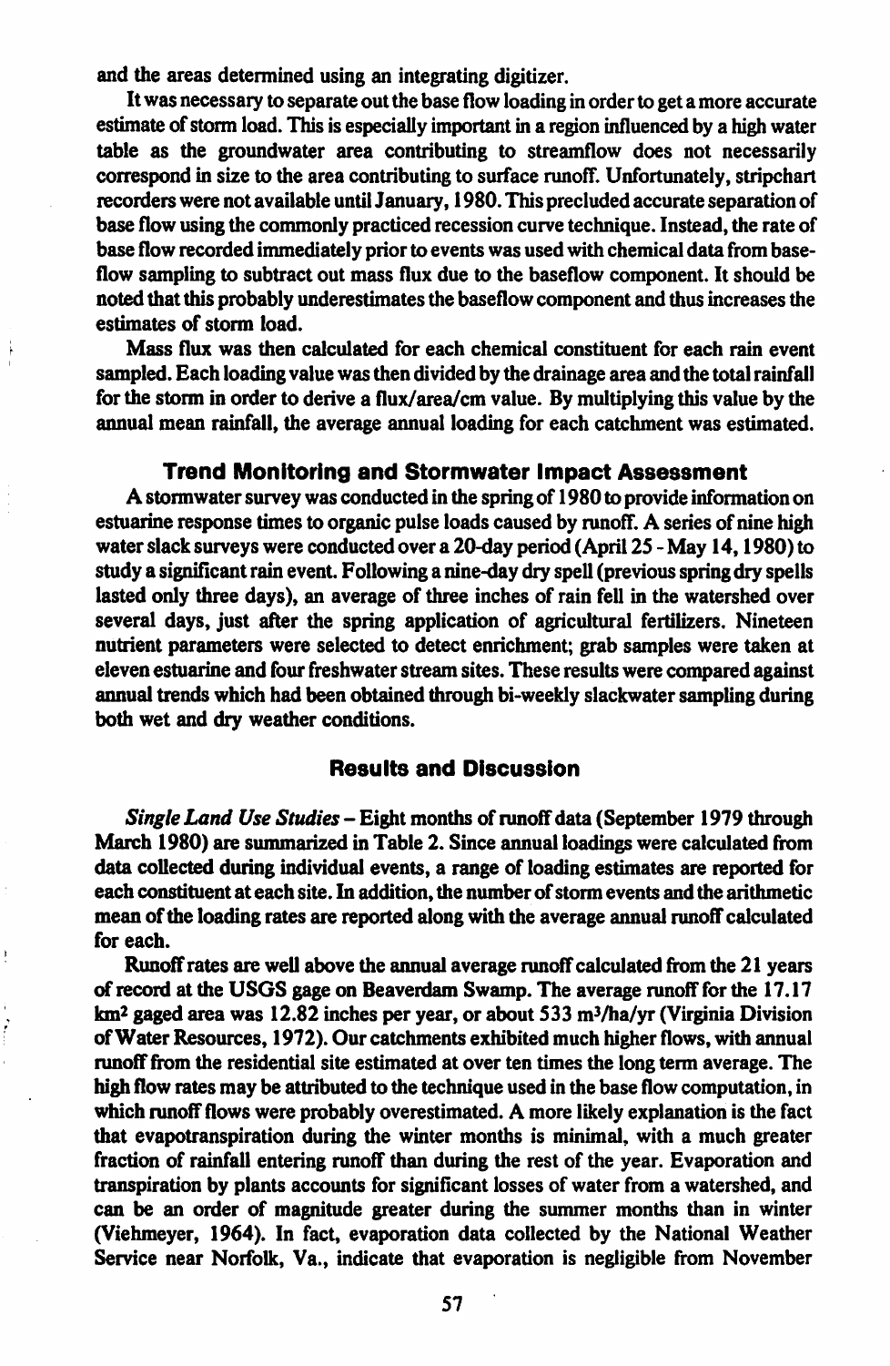and the areas determined using an integrating digitizer.

It was necessary to separate out the base flow loading in order to get a more accurate estimate of storm load. This is especially important in a region influenced by a high water table as the groundwater area contributing to streamflow does not necessarily correspond in size to the area contributing to surface runoff. Unfortunately, stripchart recorders were not available until January, 1980. This precluded accurate separation of base flow using the commonly practiced recession curve technique. Instead, the rate of base flow recorded immediately prior to events was used with chemical data from baseflow sampling to subtract out mass flux due to the baseflow component. It should be noted that this probably underestimates the baseflow component and thus increases the estimates of storm load.

Mass flux was then calculated for each chemical constituent for each rain event sampled. Each loading value was then divided by the drainage area and the total rainfall for the storm in order to derive a flux/area/cm value. By multiplying this value by the annual mean rainfall, the average annual loading for each catchment was estimated.

## Trend Monitoring and Stormwater Impact Assessment

A stormwater survey was conducted in the spring of 1980 to provide information on estuarine response times to organic pulse loads caused by runoff. A series of nine high water slack surveys were conducted over a 20-day period (April 25 - May 14, 1980) to study a significant rain event. Following a nine-day dry spell (previous spring dry spells lasted only three days), an average of three inches of rain fell in the watershed over several days, just after the spring application of agricultural fertilizers. Nineteen nutrient parameters were selected to detect enrichment; grab samples were taken at eleven estuarine and four freshwater stream sites. These results were compared against annual trends which had been obtained through bi-weekly slackwater sampling during both wet and dry weather conditions.

## Results and Discussion

*Single Land Use Studies* – Eight months of runoff data (September 1979 through March 1980) are summarized in Table 2. Since annual loadings were calculated from data collected during individual events, a range of loading estimates are reported for each constituent at each site. In addition, the number of storm events and the arithmetic mean of the loading rates are reported along with the average annual runoff calculated for each.

Runoff rates are well above the annual average runoff calculated from the 21 years of record at the USGS gage on Beaverdam Swamp. The average runoff for the 17.17 $km^2$ gaged area was 12.82 inches per year, or about 533 $m^3$/ha/yr (Virginia Division of Water Resources, 1972). Our catchments exhibited much higher flows, with annual runoff from the residential site estimated at over ten times the long term average. The high flow rates may be attributed to the technique used in the base flow computation, in which runoff flows were probably overestimated. A more likely explanation is the fact that evapotranspiration during the winter months is minimal, with a much greater fraction of rainfall entering runoff than during the rest of the year. Evaporation and transpiration by plants accounts for significant losses of water from a watershed, and can be an order of magnitude greater during the summer months than in winter (Viehmeyer, 1964). In fact, evaporation data collected by the National Weather Service near Norfolk, Va., indicate that evaporation is negligible from November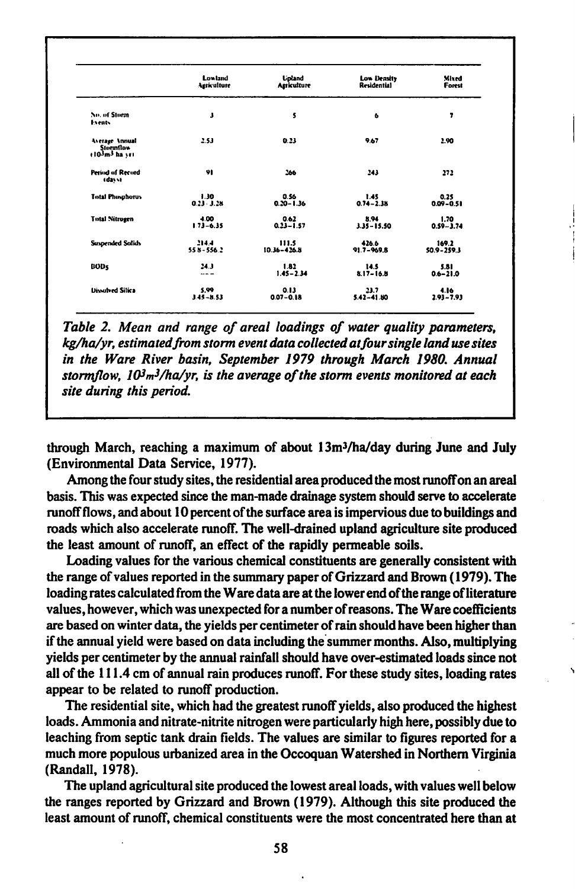| | Lowland Agriculture | Upland Agriculture | Low Density Residential | Mixed Forest |
|---|---|---|---|---|
| No. of Storm Events | 3 | 5 | 6 | 7 |
| Average Annual Stormflow ($10^3 m^3$ ha yr) | 2.53 | 0.23 | 9.67 | 2.90 |
| Period of Record (days) | 91 | 266 | 243 | 272 |
| Total Phosphorus | 1.30<br>0.23–3.28 | 0.56<br>0.20–1.36 | 1.45<br>0.74–2.38 | 0.25<br>0.09–0.51 |
| Total Nitrogen | 4.00<br>1.73–6.35 | 0.62<br>0.23–1.57 | 8.94<br>3.35–15.50 | 1.70<br>0.59–3.74 |
| Suspended Solids | 214.4<br>55.8–556.2 | 111.5<br>10.36–426.8 | 426.6<br>91.7–969.8 | 169.2<br>50.9–259.3 |
| $BOD_5$ | 24.3<br>--- | 1.82<br>1.45–2.34 | 14.5<br>8.17–16.8 | 5.81<br>0.6–21.0 |
| Dissolved Silica | 5.99<br>3.45–8.53 | 0.13<br>0.07–0.18 | 23.7<br>5.42–41.80 | 4.16<br>2.93–7.93 |

*Table 2. Mean and range of areal loadings of water quality parameters, kg/ha/yr, estimated from storm event data collected at four single land use sites in the Ware River basin, September 1979 through March 1980. Annual stormflow, $10^3 m^3$/ha/yr, is the average of the storm events monitored at each site during this period.*

through March, reaching a maximum of about 13m³/ha/day during June and July (Environmental Data Service, 1977).

Among the four study sites, the residential area produced the most runoff on an areal basis. This was expected since the man-made drainage system should serve to accelerate runoff flows, and about 10 percent of the surface area is impervious due to buildings and roads which also accelerate runoff. The well-drained upland agriculture site produced the least amount of runoff, an effect of the rapidly permeable soils.

Loading values for the various chemical constituents are generally consistent with the range of values reported in the summary paper of Grizzard and Brown (1979). The loading rates calculated from the Ware data are at the lower end of the range of literature values, however, which was unexpected for a number of reasons. The Ware coefficients are based on winter data, the yields per centimeter of rain should have been higher than if the annual yield were based on data including the summer months. Also, multiplying yields per centimeter by the annual rainfall should have over-estimated loads since not all of the 111.4 cm of annual rain produces runoff. For these study sites, loading rates appear to be related to runoff production.

The residential site, which had the greatest runoff yields, also produced the highest loads. Ammonia and nitrate-nitrite nitrogen were particularly high here, possibly due to leaching from septic tank drain fields. The values are similar to figures reported for a much more populous urbanized area in the Occoquan Watershed in Northern Virginia (Randall, 1978).

The upland agricultural site produced the lowest areal loads, with values well below the ranges reported by Grizzard and Brown (1979). Although this site produced the least amount of runoff, chemical constituents were the most concentrated here than at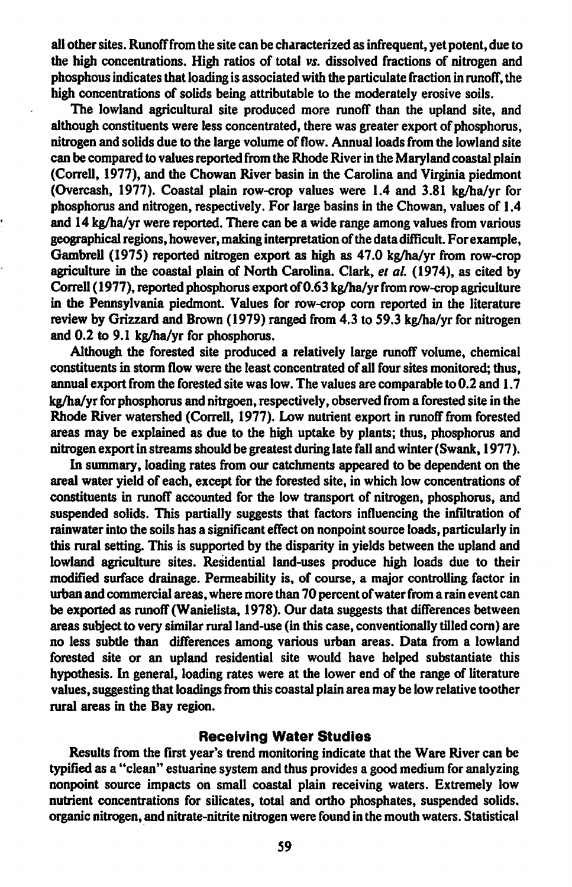all other sites. Runoff from the site can be characterized as infrequent, yet potent, due to the high concentrations. High ratios of total *vs.* dissolved fractions of nitrogen and phosphous indicates that loading is associated with the particulate fraction in runoff, the high concentrations of solids being attributable to the moderately erosive soils.

The lowland agricultural site produced more runoff than the upland site, and although constituents were less concentrated, there was greater export of phosphorus, nitrogen and solids due to the large volume of flow. Annual loads from the lowland site can be compared to values reported from the Rhode River in the Maryland coastal plain (Correll, 1977), and the Chowan River basin in the Carolina and Virginia piedmont (Overcash, 1977). Coastal plain row-crop values were 1.4 and 3.81 kg/ha/yr for phosphorus and nitrogen, respectively. For large basins in the Chowan, values of 1.4 and 14 kg/ha/yr were reported. There can be a wide range among values from various geographical regions, however, making interpretation of the data difficult. For example, Gambrell (1975) reported nitrogen export as high as 47.0 kg/ha/yr from row-crop agriculture in the coastal plain of North Carolina. Clark, *et al.* (1974), as cited by Correll (1977), reported phosphorus export of 0.63 kg/ha/yr from row-crop agriculture in the Pennsylvania piedmont. Values for row-crop corn reported in the literature review by Grizzard and Brown (1979) ranged from 4.3 to 59.3 kg/ha/yr for nitrogen and 0.2 to 9.1 kg/ha/yr for phosphorus.

Although the forested site produced a relatively large runoff volume, chemical constituents in storm flow were the least concentrated of all four sites monitored; thus, annual export from the forested site was low. The values are comparable to 0.2 and 1.7 kg/ha/yr for phosphorus and nitrgoen, respectively, observed from a forested site in the Rhode River watershed (Correll, 1977). Low nutrient export in runoff from forested areas may be explained as due to the high uptake by plants; thus, phosphorus and nitrogen export in streams should be greatest during late fall and winter (Swank, 1977).

In summary, loading rates from our catchments appeared to be dependent on the areal water yield of each, except for the forested site, in which low concentrations of constituents in runoff accounted for the low transport of nitrogen, phosphorus, and suspended solids. This partially suggests that factors influencing the infiltration of rainwater into the soils has a significant effect on nonpoint source loads, particularly in this rural setting. This is supported by the disparity in yields between the upland and lowland agriculture sites. Residential land-uses produce high loads due to their modified surface drainage. Permeability is, of course, a major controlling factor in urban and commercial areas, where more than 70 percent of water from a rain event can be exported as runoff (Wanielista, 1978). Our data suggests that differences between areas subject to very similar rural land-use (in this case, conventionally tilled corn) are no less subtle than differences among various urban areas. Data from a lowland forested site or an upland residential site would have helped substantiate this hypothesis. In general, loading rates were at the lower end of the range of literature values, suggesting that loadings from this coastal plain area may be low relative toother rural areas in the Bay region.

## Receiving Water Studies

Results from the first year's trend monitoring indicate that the Ware River can be typified as a "clean" estuarine system and thus provides a good medium for analyzing nonpoint source impacts on small coastal plain receiving waters. Extremely low nutrient concentrations for silicates, total and ortho phosphates, suspended solids, organic nitrogen, and nitrate-nitrite nitrogen were found in the mouth waters. Statistical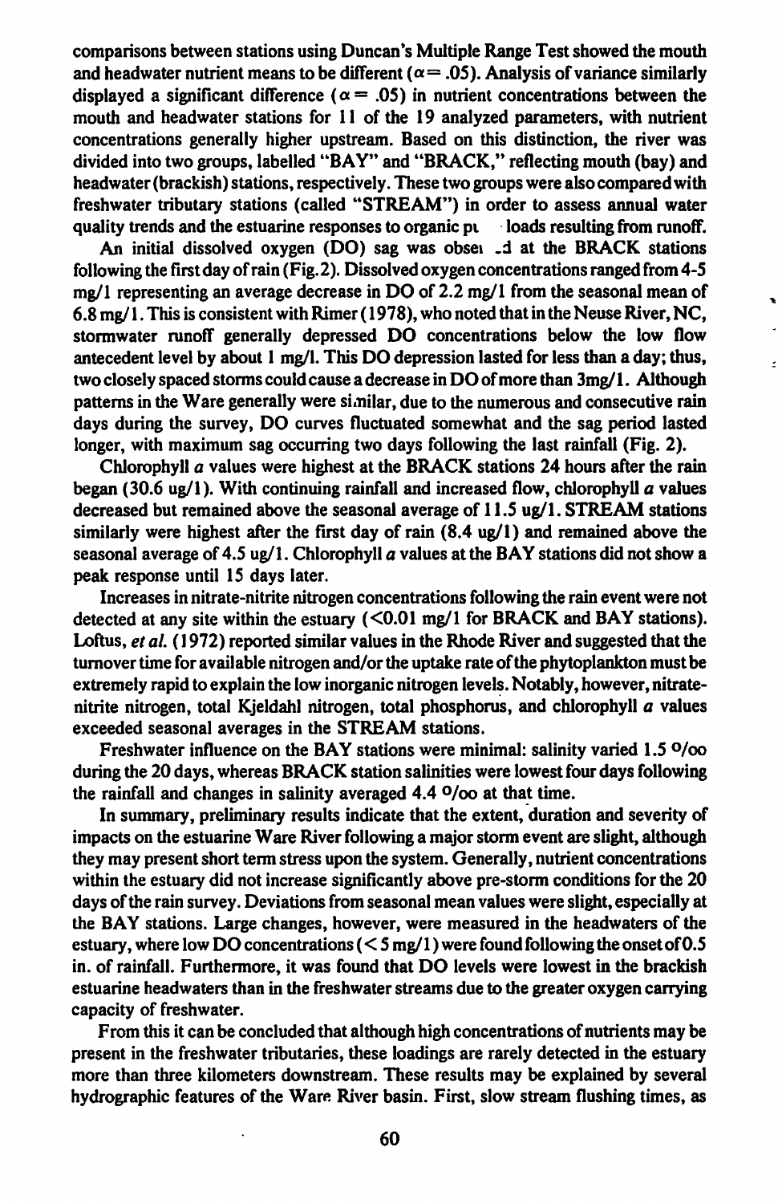comparisons between stations using Duncan's Multiple Range Test showed the mouth and headwater nutrient means to be different ($\alpha = .05$). Analysis of variance similarly displayed a significant difference ($\alpha = .05$) in nutrient concentrations between the mouth and headwater stations for 11 of the 19 analyzed parameters, with nutrient concentrations generally higher upstream. Based on this distinction, the river was divided into two groups, labelled "BAY" and "BRACK," reflecting mouth (bay) and headwater (brackish) stations, respectively. These two groups were also compared with freshwater tributary stations (called "STREAM") in order to assess annual water quality trends and the estuarine responses to organic pu loads resulting from runoff.

An initial dissolved oxygen (DO) sag was observed at the BRACK stations following the first day of rain (Fig. 2). Dissolved oxygen concentrations ranged from 4-5 mg/l representing an average decrease in DO of 2.2 mg/l from the seasonal mean of 6.8 mg/l. This is consistent with Rimer (1978), who noted that in the Neuse River, NC, stormwater runoff generally depressed DO concentrations below the low flow antecedent level by about 1 mg/l. This DO depression lasted for less than a day; thus, two closely spaced storms could cause a decrease in DO of more than 3mg/l. Although patterns in the Ware generally were similar, due to the numerous and consecutive rain days during the survey, DO curves fluctuated somewhat and the sag period lasted longer, with maximum sag occurring two days following the last rainfall (Fig. 2).

Chlorophyll *a* values were highest at the BRACK stations 24 hours after the rain began (30.6 ug/l). With continuing rainfall and increased flow, chlorophyll *a* values decreased but remained above the seasonal average of 11.5 ug/l. STREAM stations similarly were highest after the first day of rain (8.4 ug/l) and remained above the seasonal average of 4.5 ug/l. Chlorophyll *a* values at the BAY stations did not show a peak response until 15 days later.

Increases in nitrate-nitrite nitrogen concentrations following the rain event were not detected at any site within the estuary (<0.01 mg/l for BRACK and BAY stations). Loftus, *et al.* (1972) reported similar values in the Rhode River and suggested that the turnover time for available nitrogen and/or the uptake rate of the phytoplankton must be extremely rapid to explain the low inorganic nitrogen levels. Notably, however, nitrate-nitrite nitrogen, total Kjeldahl nitrogen, total phosphorus, and chlorophyll *a* values exceeded seasonal averages in the STREAM stations.

Freshwater influence on the BAY stations were minimal: salinity varied 1.5 ‰ during the 20 days, whereas BRACK station salinities were lowest four days following the rainfall and changes in salinity averaged 4.4 ‰ at that time.

In summary, preliminary results indicate that the extent, duration and severity of impacts on the estuarine Ware River following a major storm event are slight, although they may present short term stress upon the system. Generally, nutrient concentrations within the estuary did not increase significantly above pre-storm conditions for the 20 days of the rain survey. Deviations from seasonal mean values were slight, especially at the BAY stations. Large changes, however, were measured in the headwaters of the estuary, where low DO concentrations (< 5 mg/l) were found following the onset of 0.5 in. of rainfall. Furthermore, it was found that DO levels were lowest in the brackish estuarine headwaters than in the freshwater streams due to the greater oxygen carrying capacity of freshwater.

From this it can be concluded that although high concentrations of nutrients may be present in the freshwater tributaries, these loadings are rarely detected in the estuary more than three kilometers downstream. These results may be explained by several hydrographic features of the Ware River basin. First, slow stream flushing times, as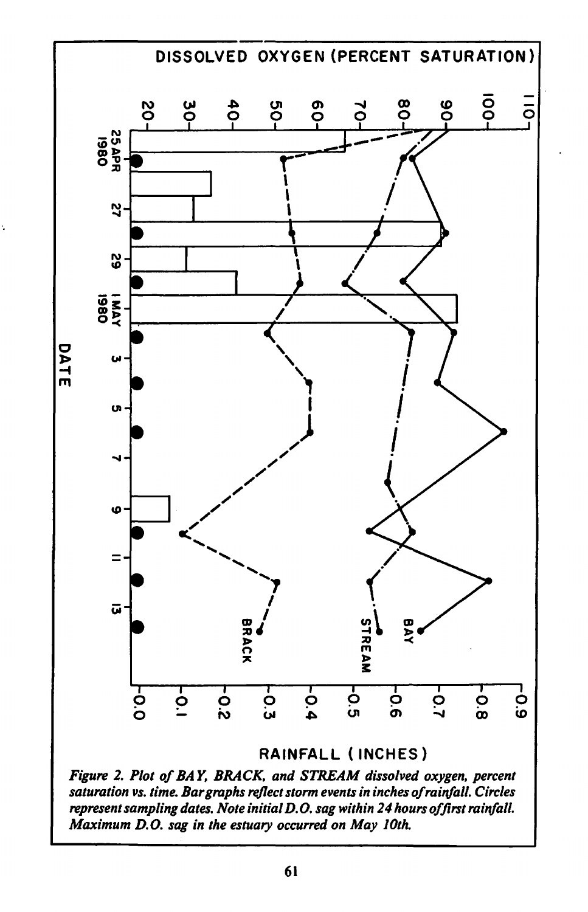Figure 2. Plot of BAY, BRACK, and STREAM dissolved oxygen, percent saturation vs. time. Bargraphs reflect storm events in inches of rainfall. Circles represent sampling dates. Note initial D.O. sag within 24 hours of first rainfall. Maximum D.O. sag in the estuary occurred on May 10th.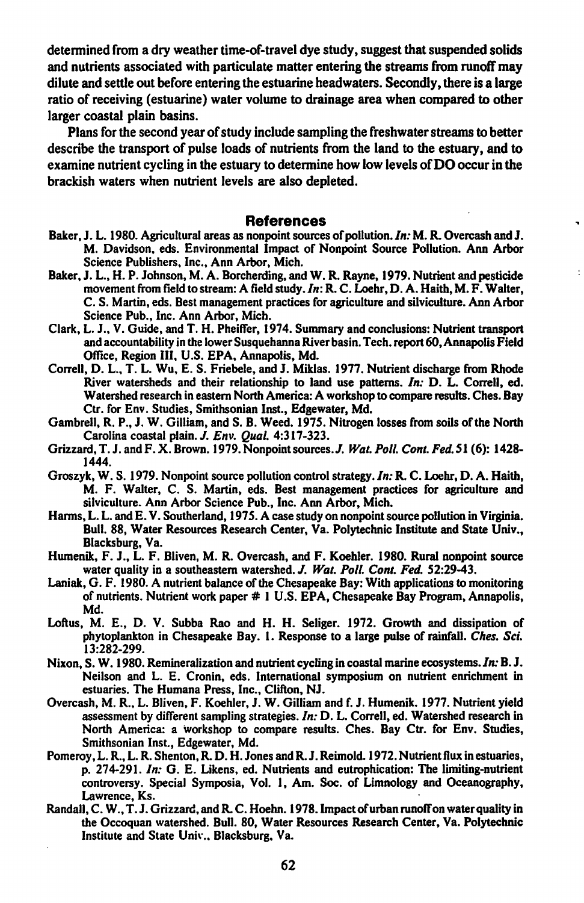determined from a dry weather time-of-travel dye study, suggest that suspended solids and nutrients associated with particulate matter entering the streams from runoff may dilute and settle out before entering the estuarine headwaters. Secondly, there is a large ratio of receiving (estuarine) water volume to drainage area when compared to other larger coastal plain basins.

Plans for the second year of study include sampling the freshwater streams to better describe the transport of pulse loads of nutrients from the land to the estuary, and to examine nutrient cycling in the estuary to determine how low levels of DO occur in the brackish waters when nutrient levels are also depleted.

## References

Baker, J. L. 1980. Agricultural areas as nonpoint sources of pollution. *In:* M. R. Overcash and J. M. Davidson, eds. Environmental Impact of Nonpoint Source Pollution. Ann Arbor Science Publishers, Inc., Ann Arbor, Mich.

Baker, J. L., H. P. Johnson, M. A. Borcherding, and W. R. Rayne, 1979. Nutrient and pesticide movement from field to stream: A field study. *In:* R. C. Loehr, D. A. Haith, M. F. Walter, C. S. Martin, eds. Best management practices for agriculture and silviculture. Ann Arbor Science Pub., Inc. Ann Arbor, Mich.

Clark, L. J., V. Guide, and T. H. Pheiffer, 1974. Summary and conclusions: Nutrient transport and accountability in the lower Susquehanna River basin. Tech. report 60, Annapolis Field Office, Region III, U.S. EPA, Annapolis, Md.

Correll, D. L., T. L. Wu, E. S. Friebele, and J. Miklas. 1977. Nutrient discharge from Rhode River watersheds and their relationship to land use patterns. *In:* D. L. Correll, ed. Watershed research in eastern North America: A workshop to compare results. Ches. Bay Ctr. for Env. Studies, Smithsonian Inst., Edgewater, Md.

Gambrell, R. P., J. W. Gilliam, and S. B. Weed. 1975. Nitrogen losses from soils of the North Carolina coastal plain. *J. Env. Qual.* 4:317-323.

Grizzard, T. J. and F. X. Brown. 1979. Nonpoint sources. *J. Wat. Poll. Cont. Fed.* 51 (6): 1428-1444.

Groszyk, W. S. 1979. Nonpoint source pollution control strategy. *In:* R. C. Loehr, D. A. Haith, M. F. Walter, C. S. Martin, eds. Best management practices for agriculture and silviculture. Ann Arbor Science Pub., Inc. Ann Arbor, Mich.

Harms, L. L. and E. V. Southerland, 1975. A case study on nonpoint source pollution in Virginia. Bull. 88, Water Resources Research Center, Va. Polytechnic Institute and State Univ., Blacksburg, Va.

Humenik, F. J., L. F. Bliven, M. R. Overcash, and F. Koehler. 1980. Rural nonpoint source water quality in a southeastern watershed. *J. Wat. Poll. Cont. Fed.* 52:29-43.

Laniak, G. F. 1980. A nutrient balance of the Chesapeake Bay: With applications to monitoring of nutrients. Nutrient work paper # 1 U.S. EPA, Chesapeake Bay Program, Annapolis, Md.

Loftus, M. E., D. V. Subba Rao and H. H. Seliger. 1972. Growth and dissipation of phytoplankton in Chesapeake Bay. 1. Response to a large pulse of rainfall. *Ches. Sci.* 13:282-299.

Nixon, S. W. 1980. Remineralization and nutrient cycling in coastal marine ecosystems. *In:* B. J. Neilson and L. E. Cronin, eds. International symposium on nutrient enrichment in estuaries. The Humana Press, Inc., Clifton, NJ.

Overcash, M. R., L. Bliven, F. Koehler, J. W. Gilliam and f. J. Humenik. 1977. Nutrient yield assessment by different sampling strategies. *In:* D. L. Correll, ed. Watershed research in North America: a workshop to compare results. Ches. Bay Ctr. for Env. Studies, Smithsonian Inst., Edgewater, Md.

Pomeroy, L. R., L. R. Shenton, R. D. H. Jones and R. J. Reimold. 1972. Nutrient flux in estuaries, p. 274-291. *In:* G. E. Likens, ed. Nutrients and eutrophication: The limiting-nutrient controversy. Special Symposia, Vol. 1, Am. Soc. of Limnology and Oceanography, Lawrence, Ks.

Randall, C. W., T. J. Grizzard, and R. C. Hoehn. 1978. Impact of urban runoff on water quality in the Occoquan watershed. Bull. 80, Water Resources Research Center, Va. Polytechnic Institute and State Univ., Blacksburg, Va.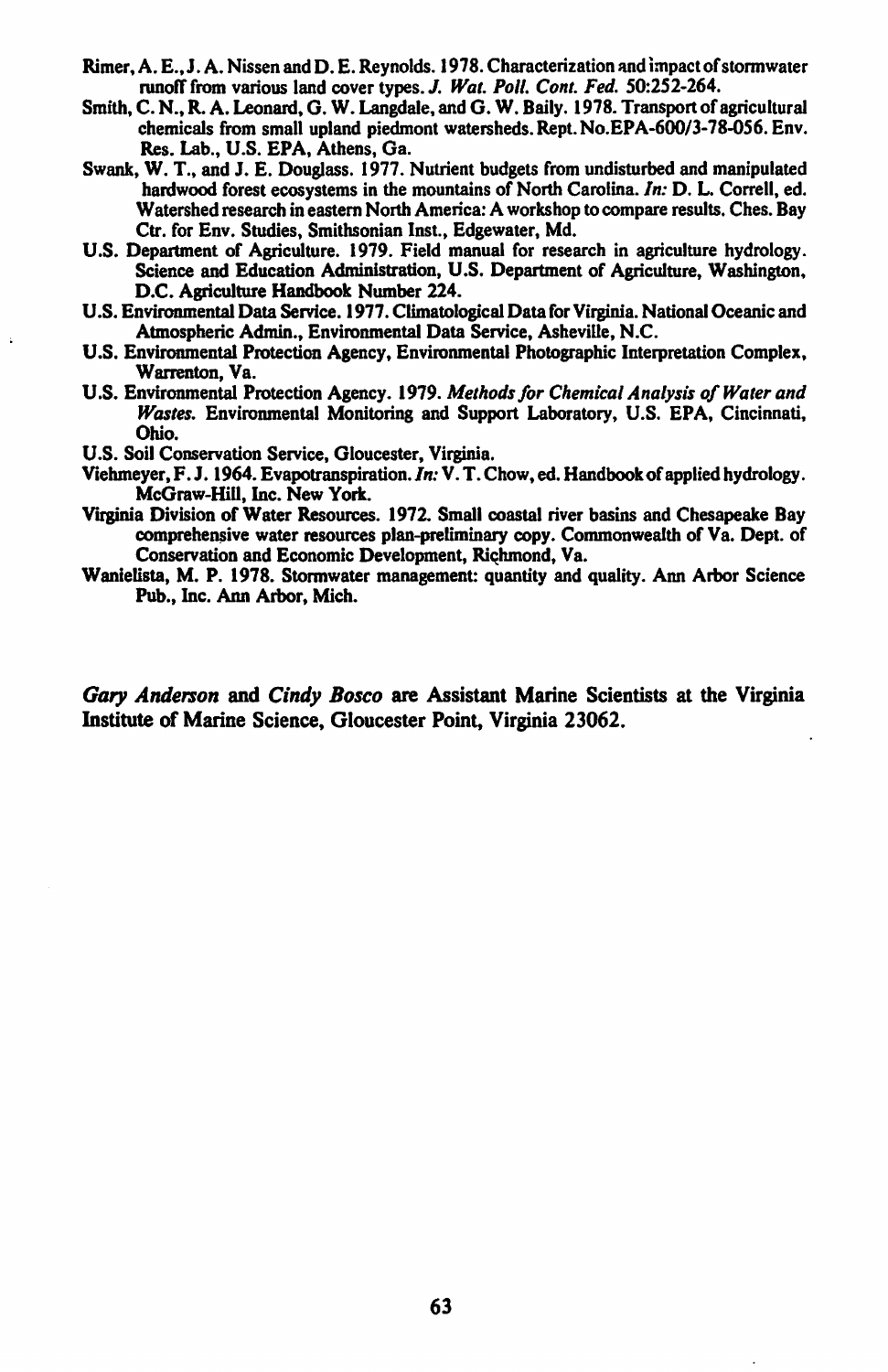Rimer, A. E., J. A. Nissen and D. E. Reynolds. 1978. Characterization and impact of stormwater runoff from various land cover types. *J. Wat. Poll. Cont. Fed.* 50:252-264.

Smith, C. N., R. A. Leonard, G. W. Langdale, and G. W. Baily. 1978. Transport of agricultural chemicals from small upland piedmont watersheds. Rept. No.EPA-600/3-78-056. Env. Res. Lab., U.S. EPA, Athens, Ga.

Swank, W. T., and J. E. Douglass. 1977. Nutrient budgets from undisturbed and manipulated hardwood forest ecosystems in the mountains of North Carolina. *In:* D. L. Correll, ed. Watershed research in eastern North America: A workshop to compare results. Ches. Bay Ctr. for Env. Studies, Smithsonian Inst., Edgewater, Md.

U.S. Department of Agriculture. 1979. Field manual for research in agriculture hydrology. Science and Education Administration, U.S. Department of Agriculture, Washington, D.C. Agriculture Handbook Number 224.

U.S. Environmental Data Service. 1977. Climatological Data for Virginia. National Oceanic and Atmospheric Admin., Environmental Data Service, Asheville, N.C.

U.S. Environmental Protection Agency, Environmental Photographic Interpretation Complex, Warrenton, Va.

U.S. Environmental Protection Agency. 1979. *Methods for Chemical Analysis of Water and Wastes.* Environmental Monitoring and Support Laboratory, U.S. EPA, Cincinnati, Ohio.

U.S. Soil Conservation Service, Gloucester, Virginia.

Viehmeyer, F. J. 1964. Evapotranspiration. *In:* V. T. Chow, ed. Handbook of applied hydrology. McGraw-Hill, Inc. New York.

Virginia Division of Water Resources. 1972. Small coastal river basins and Chesapeake Bay comprehensive water resources plan-preliminary copy. Commonwealth of Va. Dept. of Conservation and Economic Development, Richmond, Va.

Wanielista, M. P. 1978. Stormwater management: quantity and quality. Ann Arbor Science Pub., Inc. Ann Arbor, Mich.

***Gary Anderson* and *Cindy Bosco* are Assistant Marine Scientists at the Virginia Institute of Marine Science, Gloucester Point, Virginia 23062.**